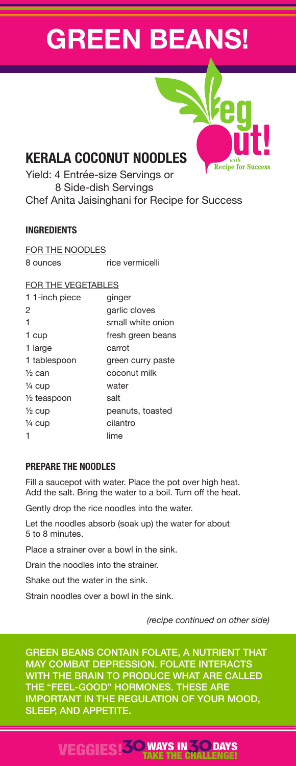# GREEN BEANS!

Veg out! with Recipe for Success

## KERALA COCONUT NOODLES

Yield: 4 Entrée-size Servings or
8 Side-dish Servings

Chef Anita Jaisinghani for Recipe for Success

### INGREDIENTS

FOR THE NOODLES

| | |
|---|---|
| 8 ounces | rice vermicelli |

FOR THE VEGETABLES

| | |
|---|---|
| 1 1-inch piece | ginger |
| 2 | garlic cloves |
| 1 | small white onion |
| 1 cup | fresh green beans |
| 1 large | carrot |
| 1 tablespoon | green curry paste |
| ½ can | coconut milk |
| ¼ cup | water |
| ½ teaspoon | salt |
| ½ cup | peanuts, toasted |
| ¼ cup | cilantro |
| 1 | lime |

### PREPARE THE NOODLES

Fill a saucepot with water. Place the pot over high heat. Add the salt. Bring the water to a boil. Turn off the heat.

Gently drop the rice noodles into the water.

Let the noodles absorb (soak up) the water for about 5 to 8 minutes.

Place a strainer over a bowl in the sink.

Drain the noodles into the strainer.

Shake out the water in the sink.

Strain noodles over a bowl in the sink.

*(recipe continued on other side)*

GREEN BEANS CONTAIN FOLATE, A NUTRIENT THAT MAY COMBAT DEPRESSION. FOLATE INTERACTS WITH THE BRAIN TO PRODUCE WHAT ARE CALLED THE "FEEL-GOOD" HORMONES. THESE ARE IMPORTANT IN THE REGULATION OF YOUR MOOD, SLEEP, AND APPETITE.

VEGGIES! 30 WAYS IN 30 DAYS TAKE THE CHALLENGE!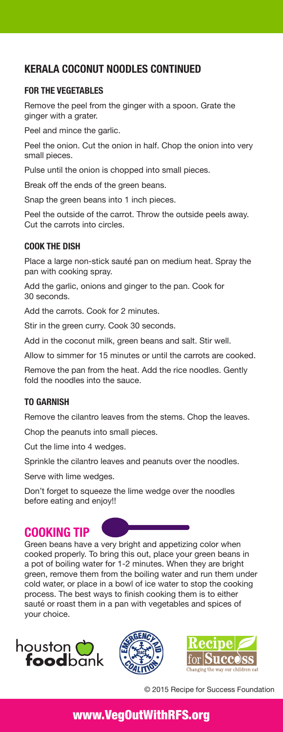## KERALA COCONUT NOODLES CONTINUED

### FOR THE VEGETABLES

Remove the peel from the ginger with a spoon. Grate the ginger with a grater.

Peel and mince the garlic.

Peel the onion. Cut the onion in half. Chop the onion into very small pieces.

Pulse until the onion is chopped into small pieces.

Break off the ends of the green beans.

Snap the green beans into 1 inch pieces.

Peel the outside of the carrot. Throw the outside peels away. Cut the carrots into circles.

### COOK THE DISH

Place a large non-stick sauté pan on medium heat. Spray the pan with cooking spray.

Add the garlic, onions and ginger to the pan. Cook for 30 seconds.

Add the carrots. Cook for 2 minutes.

Stir in the green curry. Cook 30 seconds.

Add in the coconut milk, green beans and salt. Stir well.

Allow to simmer for 15 minutes or until the carrots are cooked.

Remove the pan from the heat. Add the rice noodles. Gently fold the noodles into the sauce.

### TO GARNISH

Remove the cilantro leaves from the stems. Chop the leaves.

Chop the peanuts into small pieces.

Cut the lime into 4 wedges.

Sprinkle the cilantro leaves and peanuts over the noodles.

Serve with lime wedges.

Don't forget to squeeze the lime wedge over the noodles before eating and enjoy!!

## COOKING TIP

Green beans have a very bright and appetizing color when cooked properly. To bring this out, place your green beans in a pot of boiling water for 1-2 minutes. When they are bright green, remove them from the boiling water and run them under cold water, or place in a bowl of ice water to stop the cooking process. The best ways to finish cooking them is to either sauté or roast them in a pan with vegetables and spices of your choice.

houston foodbank

Emergency Aid Coalition

Recipe for Success — Changing the way our children eat

© 2015 Recipe for Success Foundation

www.VegOutWithRFS.org